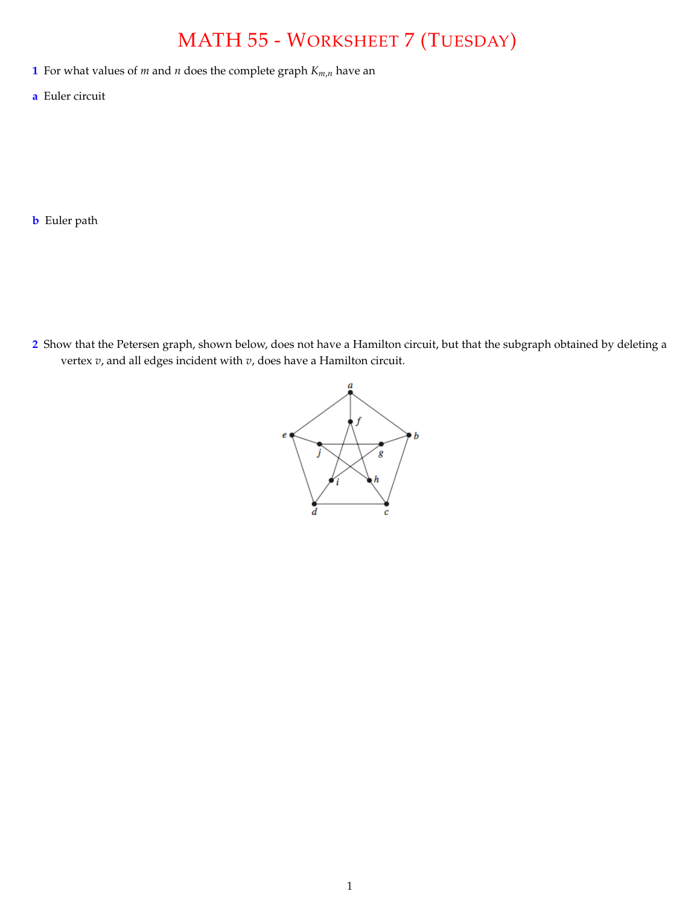# MATH 55 - WORKSHEET 7 (TUESDAY)

**1** For what values of $m$ and $n$ does the complete graph $K_{m,n}$ have an

**a** Euler circuit

**b** Euler path

**2** Show that the Petersen graph, shown below, does not have a Hamilton circuit, but that the subgraph obtained by deleting a vertex $v$, and all edges incident with $v$, does have a Hamilton circuit.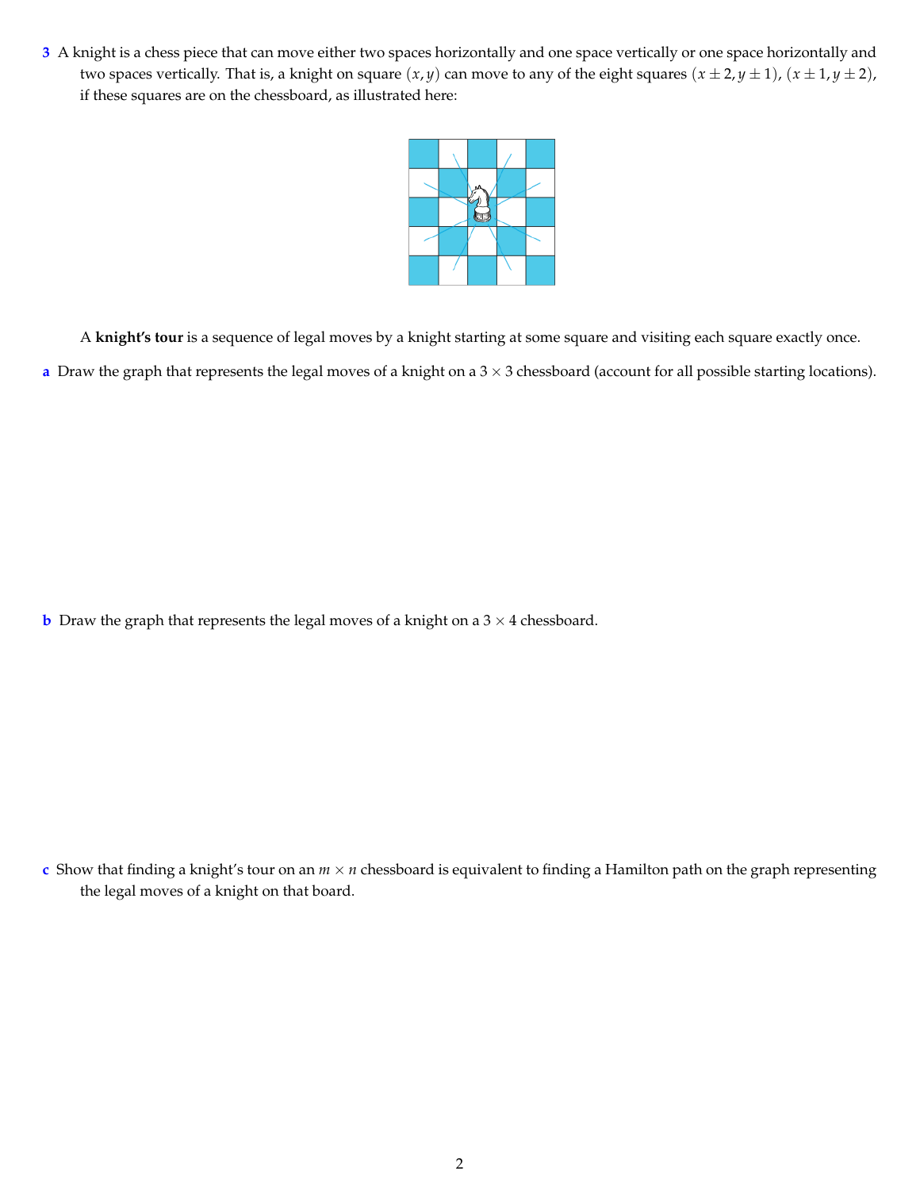**3** A knight is a chess piece that can move either two spaces horizontally and one space vertically or one space horizontally and two spaces vertically. That is, a knight on square $(x, y)$ can move to any of the eight squares $(x \pm 2, y \pm 1)$, $(x \pm 1, y \pm 2)$, if these squares are on the chessboard, as illustrated here:

A **knight's tour** is a sequence of legal moves by a knight starting at some square and visiting each square exactly once.

**a** Draw the graph that represents the legal moves of a knight on a $3 \times 3$ chessboard (account for all possible starting locations).

**b** Draw the graph that represents the legal moves of a knight on a $3 \times 4$ chessboard.

**c** Show that finding a knight's tour on an $m \times n$ chessboard is equivalent to finding a Hamilton path on the graph representing the legal moves of a knight on that board.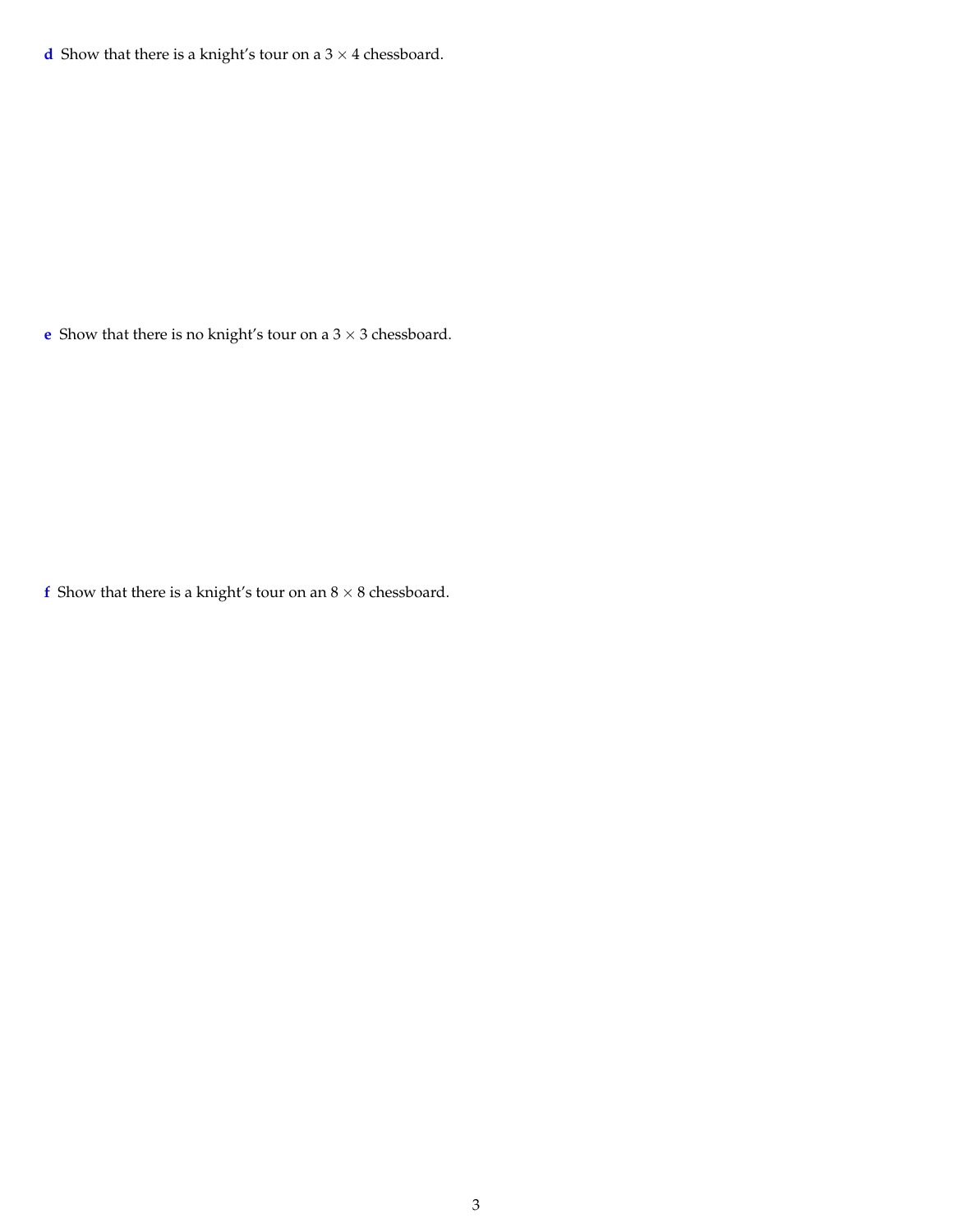**d** Show that there is a knight's tour on a $3 \times 4$ chessboard.

**e** Show that there is no knight's tour on a $3 \times 3$ chessboard.

**f** Show that there is a knight's tour on an $8 \times 8$ chessboard.